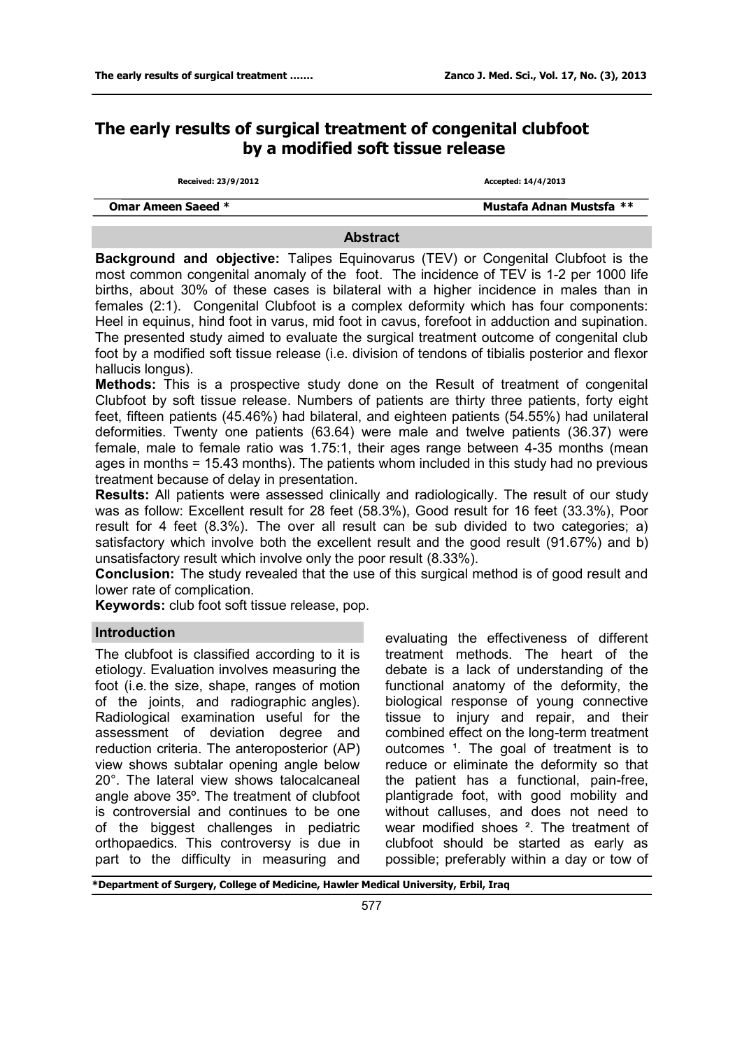# The early results of surgical treatment of congenital clubfoot by a modified soft tissue release

Received: 23/9/2012 Accepted: 14/4/2013

**Omar Ameen Saeed *** **Mustafa Adnan Mustsfa ****

## Abstract

**Background and objective:** Talipes Equinovarus (TEV) or Congenital Clubfoot is the most common congenital anomaly of the foot. The incidence of TEV is 1-2 per 1000 life births, about 30% of these cases is bilateral with a higher incidence in males than in females (2:1). Congenital Clubfoot is a complex deformity which has four components: Heel in equinus, hind foot in varus, mid foot in cavus, forefoot in adduction and supination. The presented study aimed to evaluate the surgical treatment outcome of congenital club foot by a modified soft tissue release (i.e. division of tendons of tibialis posterior and flexor hallucis longus).

**Methods:** This is a prospective study done on the Result of treatment of congenital Clubfoot by soft tissue release. Numbers of patients are thirty three patients, forty eight feet, fifteen patients (45.46%) had bilateral, and eighteen patients (54.55%) had unilateral deformities. Twenty one patients (63.64) were male and twelve patients (36.37) were female, male to female ratio was 1.75:1, their ages range between 4-35 months (mean ages in months = 15.43 months). The patients whom included in this study had no previous treatment because of delay in presentation.

**Results:** All patients were assessed clinically and radiologically. The result of our study was as follow: Excellent result for 28 feet (58.3%), Good result for 16 feet (33.3%), Poor result for 4 feet (8.3%). The over all result can be sub divided to two categories; a) satisfactory which involve both the excellent result and the good result (91.67%) and b) unsatisfactory result which involve only the poor result (8.33%).

**Conclusion:** The study revealed that the use of this surgical method is of good result and lower rate of complication.

**Keywords:** club foot soft tissue release, pop.

## Introduction

The clubfoot is classified according to it is etiology. Evaluation involves measuring the foot (i.e. the size, shape, ranges of motion of the joints, and radiographic angles). Radiological examination useful for the assessment of deviation degree and reduction criteria. The anteroposterior (AP) view shows subtalar opening angle below 20°. The lateral view shows talocalcaneal angle above 35º. The treatment of clubfoot is controversial and continues to be one of the biggest challenges in pediatric orthopaedics. This controversy is due in part to the difficulty in measuring and evaluating the effectiveness of different treatment methods. The heart of the debate is a lack of understanding of the functional anatomy of the deformity, the biological response of young connective tissue to injury and repair, and their combined effect on the long-term treatment outcomes [1]. The goal of treatment is to reduce or eliminate the deformity so that the patient has a functional, pain-free, plantigrade foot, with good mobility and without calluses, and does not need to wear modified shoes [2]. The treatment of clubfoot should be started as early as possible; preferably within a day or tow of

*Department of Surgery, College of Medicine, Hawler Medical University, Erbil, Iraq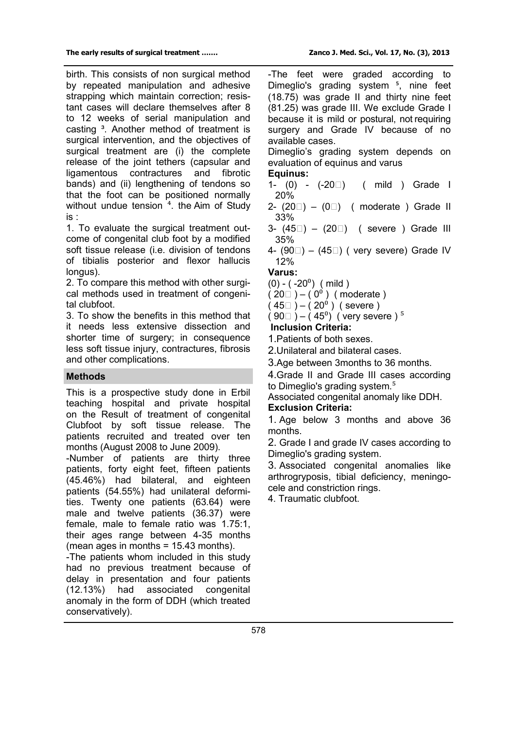birth. This consists of non surgical method by repeated manipulation and adhesive strapping which maintain correction; resistant cases will declare themselves after 8 to 12 weeks of serial manipulation and casting [3]. Another method of treatment is surgical intervention, and the objectives of surgical treatment are (i) the complete release of the joint tethers (capsular and ligamentous contractures and fibrotic bands) and (ii) lengthening of tendons so that the foot can be positioned normally without undue tension [4]. the Aim of Study is :

1. To evaluate the surgical treatment outcome of congenital club foot by a modified soft tissue release (i.e. division of tendons of tibialis posterior and flexor hallucis longus).
2. To compare this method with other surgical methods used in treatment of congenital clubfoot.
3. To show the benefits in this method that it needs less extensive dissection and shorter time of surgery; in consequence less soft tissue injury, contractures, fibrosis and other complications.

## Methods

This is a prospective study done in Erbil teaching hospital and private hospital on the Result of treatment of congenital Clubfoot by soft tissue release. The patients recruited and treated over ten months (August 2008 to June 2009).

-Number of patients are thirty three patients, forty eight feet, fifteen patients (45.46%) had bilateral, and eighteen patients (54.55%) had unilateral deformities. Twenty one patients (63.64) were male and twelve patients (36.37) were female, male to female ratio was 1.75:1, their ages range between 4-35 months (mean ages in months = 15.43 months).

-The patients whom included in this study had no previous treatment because of delay in presentation and four patients (12.13%) had associated congenital anomaly in the form of DDH (which treated conservatively).

-The feet were graded according to Dimeglio's grading system [5], nine feet (18.75) was grade II and thirty nine feet (81.25) was grade III. We exclude Grade I because it is mild or postural, not requiring surgery and Grade IV because of no available cases.

Dimeglio's grading system depends on evaluation of equinus and varus

**Equinus:**

1- (0) - (-20°) ( mild ) Grade I 20%

2- (20°) – (0°) ( moderate ) Grade II 33%

3- (45°) – (20°) ( severe ) Grade III 35%

4- (90°) – (45°) ( very severe) Grade IV 12%

**Varus:**

(0) - ( -20°) ( mild )

( 20° ) – ( 0° ) ( moderate )

( 45° ) – ( 20° ) ( severe )

( 90° ) – ( 45°) ( very severe ) [5]

**Inclusion Criteria:**

1. Patients of both sexes.
2. Unilateral and bilateral cases.
3. Age between 3months to 36 months.
4. Grade II and Grade III cases according to Dimeglio's grading system.[5]

Associated congenital anomaly like DDH.

**Exclusion Criteria:**

1. Age below 3 months and above 36 months.
2. Grade I and grade IV cases according to Dimeglio's grading system.
3. Associated congenital anomalies like arthrogryposis, tibial deficiency, meningocele and constriction rings.
4. Traumatic clubfoot.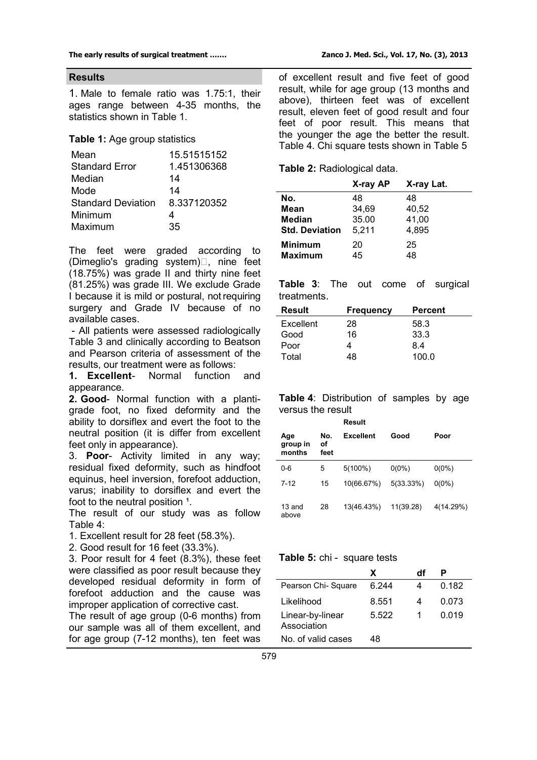## Results

1. Male to female ratio was 1.75:1, their ages range between 4-35 months, the statistics shown in Table 1.

**Table 1:** Age group statistics

| | |
|---|---|
| Mean | 15.51515152 |
| Standard Error | 1.451306368 |
| Median | 14 |
| Mode | 14 |
| Standard Deviation | 8.337120352 |
| Minimum | 4 |
| Maximum | 35 |

The feet were graded according to (Dimeglio's grading system), nine feet (18.75%) was grade II and thirty nine feet (81.25%) was grade III. We exclude Grade I because it is mild or postural, not requiring surgery and Grade IV because of no available cases.

- All patients were assessed radiologically Table 3 and clinically according to Beatson and Pearson criteria of assessment of the results, our treatment were as follows:

**1. Excellent**- Normal function and appearance.

**2. Good**- Normal function with a planti-grade foot, no fixed deformity and the ability to dorsiflex and evert the foot to the neutral position (it is differ from excellent feet only in appearance).

3. **Poor**- Activity limited in any way; residual fixed deformity, such as hindfoot equinus, heel inversion, forefoot adduction, varus; inability to dorsiflex and evert the foot to the neutral position [1].

The result of our study was as follow Table 4:

1. Excellent result for 28 feet (58.3%).
2. Good result for 16 feet (33.3%).
3. Poor result for 4 feet (8.3%), these feet were classified as poor result because they developed residual deformity in form of forefoot adduction and the cause was improper application of corrective cast.

The result of age group (0-6 months) from our sample was all of them excellent, and for age group (7-12 months), ten feet was of excellent result and five feet of good result, while for age group (13 months and above), thirteen feet was of excellent result, eleven feet of good result and four feet of poor result. This means that the younger the age the better the result. Table 4. Chi square tests shown in Table 5

**Table 2:** Radiological data.

| | X-ray AP | X-ray Lat. |
|---|---|---|
| **No.** | 48 | 48 |
| **Mean** | 34,69 | 40,52 |
| **Median** | 35.00 | 41,00 |
| **Std. Deviation** | 5,211 | 4,895 |
| **Minimum** | 20 | 25 |
| **Maximum** | 45 | 48 |

**Table 3**: The out come of surgical treatments.

| Result | Frequency | Percent |
|---|---|---|
| Excellent | 28 | 58.3 |
| Good | 16 | 33.3 |
| Poor | 4 | 8.4 |
| Total | 48 | 100.0 |

**Table 4**: Distribution of samples by age versus the result

| | | Result | | |
|---|---|---|---|---|
| Age group in months | No. of feet | Excellent | Good | Poor |
| 0-6 | 5 | 5(100%) | 0(0%) | 0(0%) |
| 7-12 | 15 | 10(66.67%) | 5(33.33%) | 0(0%) |
| 13 and above | 28 | 13(46.43%) | 11(39.28) | 4(14.29%) |

**Table 5:** chi - square tests

| | X | df | P |
|---|---|---|---|
| Pearson Chi- Square | 6.244 | 4 | 0.182 |
| Likelihood | 8.551 | 4 | 0.073 |
| Linear-by-linear Association | 5.522 | 1 | 0.019 |
| No. of valid cases | 48 | | |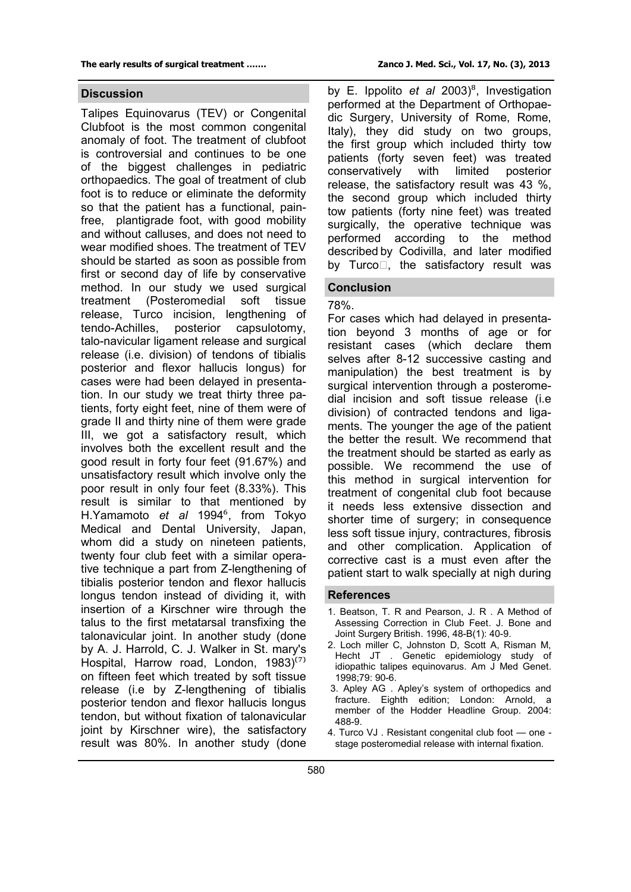## Discussion

Talipes Equinovarus (TEV) or Congenital Clubfoot is the most common congenital anomaly of foot. The treatment of clubfoot is controversial and continues to be one of the biggest challenges in pediatric orthopaedics. The goal of treatment of club foot is to reduce or eliminate the deformity so that the patient has a functional, pain-free, plantigrade foot, with good mobility and without calluses, and does not need to wear modified shoes. The treatment of TEV should be started as soon as possible from first or second day of life by conservative method. In our study we used surgical treatment (Posteromedial soft tissue release, Turco incision, lengthening of tendo-Achilles, posterior capsulotomy, talo-navicular ligament release and surgical release (i.e. division) of tendons of tibialis posterior and flexor hallucis longus) for cases were had been delayed in presentation. In our study we treat thirty three patients, forty eight feet, nine of them were of grade II and thirty nine of them were grade III, we got a satisfactory result, which involves both the excellent result and the good result in forty four feet (91.67%) and unsatisfactory result which involve only the poor result in only four feet (8.33%). This result is similar to that mentioned by H.Yamamoto *et al* 1994[6], from Tokyo Medical and Dental University, Japan, whom did a study on nineteen patients, twenty four club feet with a similar operative technique a part from Z-lengthening of tibialis posterior tendon and flexor hallucis longus tendon instead of dividing it, with insertion of a Kirschner wire through the talus to the first metatarsal transfixing the talonavicular joint. In another study (done by A. J. Harrold, C. J. Walker in St. mary's Hospital, Harrow road, London, 1983)[7] on fifteen feet which treated by soft tissue release (i.e by Z-lengthening of tibialis posterior tendon and flexor hallucis longus tendon, but without fixation of talonavicular joint by Kirschner wire), the satisfactory result was 80%. In another study (done by E. Ippolito *et al* 2003)[8], Investigation performed at the Department of Orthopaedic Surgery, University of Rome, Rome, Italy), they did study on two groups, the first group which included thirty tow patients (forty seven feet) was treated conservatively with limited posterior release, the satisfactory result was 43 %, the second group which included thirty tow patients (forty nine feet) was treated surgically, the operative technique was performed according to the method described by Codivilla, and later modified by Turco, the satisfactory result was 78%.

## Conclusion

For cases which had delayed in presentation beyond 3 months of age or for resistant cases (which declare them selves after 8-12 successive casting and manipulation) the best treatment is by surgical intervention through a posteromedial incision and soft tissue release (i.e division) of contracted tendons and ligaments. The younger the age of the patient the better the result. We recommend that the treatment should be started as early as possible. We recommend the use of this method in surgical intervention for treatment of congenital club foot because it needs less extensive dissection and shorter time of surgery; in consequence less soft tissue injury, contractures, fibrosis and other complication. Application of corrective cast is a must even after the patient start to walk specially at nigh during

## References

1. Beatson, T. R and Pearson, J. R . A Method of Assessing Correction in Club Feet. J. Bone and Joint Surgery British. 1996, 48-B(1): 40-9.
2. Loch miller C, Johnston D, Scott A, Risman M, Hecht JT . Genetic epidemiology study of idiopathic talipes equinovarus. Am J Med Genet. 1998;79: 90-6.
3. Apley AG . Apley's system of orthopedics and fracture. Eighth edition; London: Arnold, a member of the Hodder Headline Group. 2004: 488-9.
4. Turco VJ . Resistant congenital club foot — one - stage posteromedial release with internal fixation.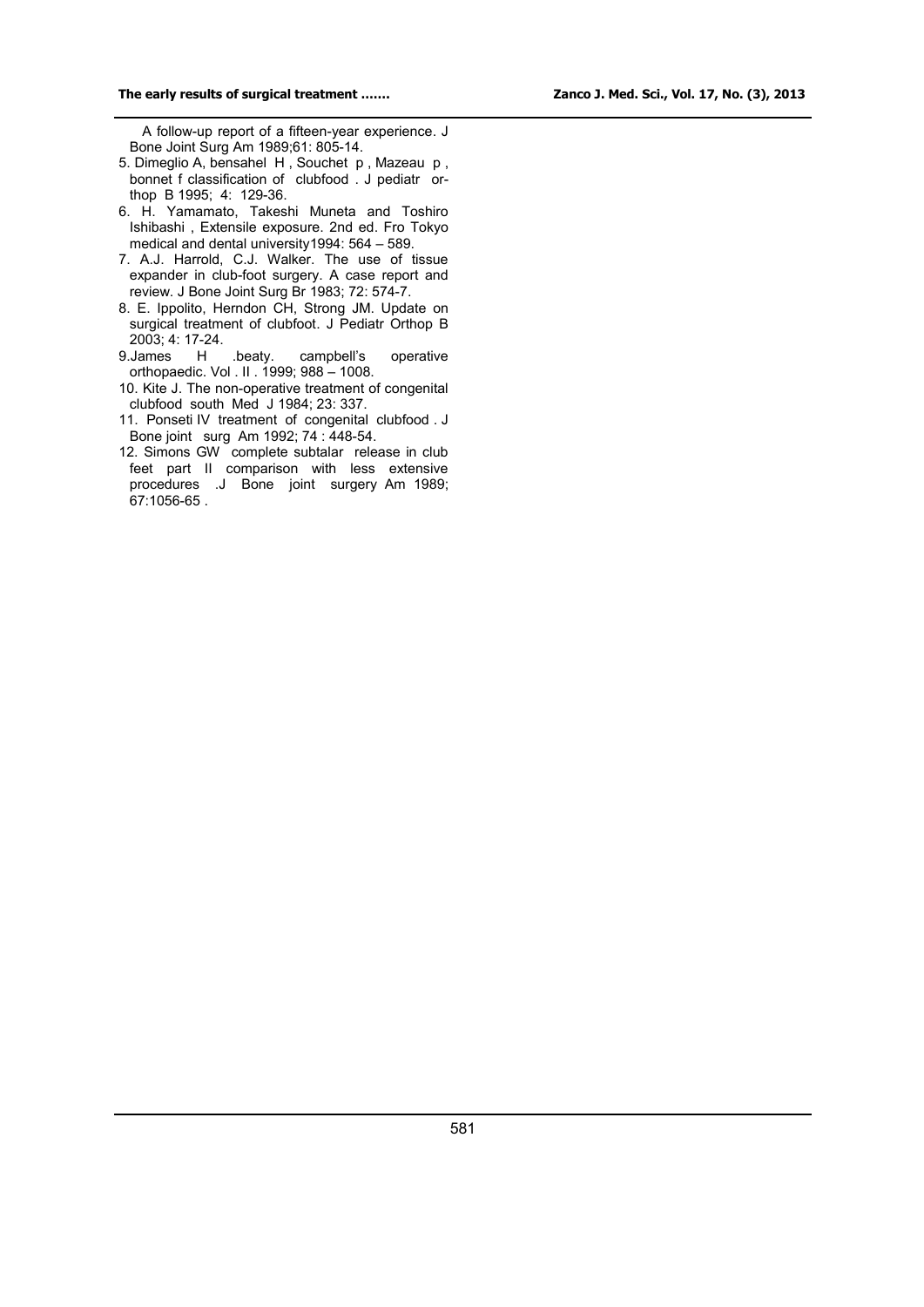A follow-up report of a fifteen-year experience. J Bone Joint Surg Am 1989;61: 805-14.

5. Dimeglio A, bensahel H , Souchet p , Mazeau p , bonnet f classification of clubfood . J pediatr orthop B 1995; 4: 129-36.
6. H. Yamamato, Takeshi Muneta and Toshiro Ishibashi , Extensile exposure. 2nd ed. Fro Tokyo medical and dental university1994: 564 – 589.
7. A.J. Harrold, C.J. Walker. The use of tissue expander in club-foot surgery. A case report and review. J Bone Joint Surg Br 1983; 72: 574-7.
8. E. Ippolito, Herndon CH, Strong JM. Update on surgical treatment of clubfoot. J Pediatr Orthop B 2003; 4: 17-24.
9. James H .beaty. campbell's operative orthopaedic. Vol . II . 1999; 988 – 1008.
10. Kite J. The non-operative treatment of congenital clubfood south Med J 1984; 23: 337.
11. Ponseti IV treatment of congenital clubfood . J Bone joint surg Am 1992; 74 : 448-54.
12. Simons GW complete subtalar release in club feet part II comparison with less extensive procedures .J Bone joint surgery Am 1989; 67:1056-65 .